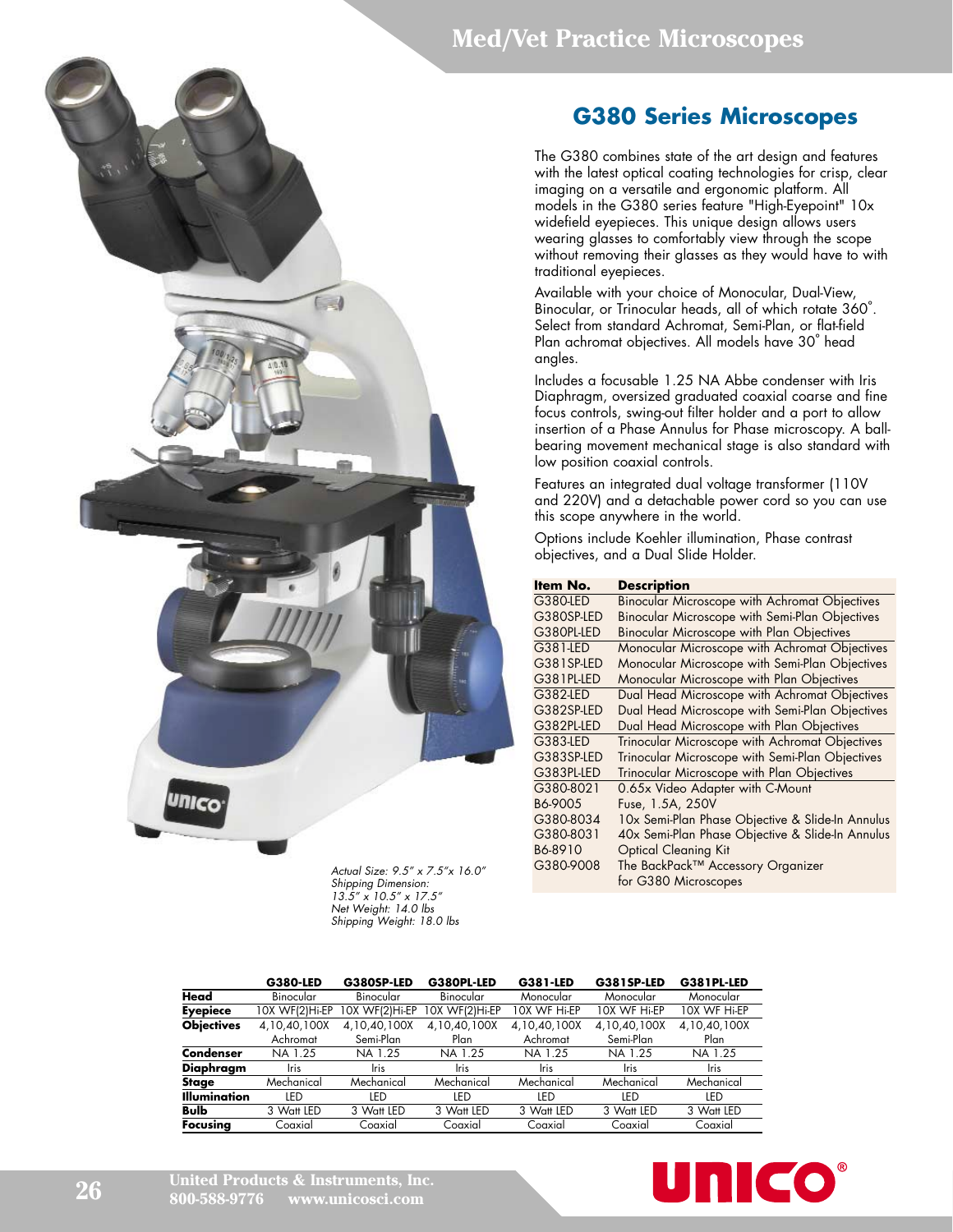# Med/Vet Practice Microscopes

## G380 Series Microscopes

The G380 combines state of the art design and features with the latest optical coating technologies for crisp, clear imaging on a versatile and ergonomic platform. All models in the G380 series feature "High-Eyepoint" 10x widefield eyepieces. This unique design allows users wearing glasses to comfortably view through the scope without removing their glasses as they would have to with traditional eyepieces.

Available with your choice of Monocular, Dual-View, Binocular, or Trinocular heads, all of which rotate 360˚. Select from standard Achromat, Semi-Plan, or flat-field Plan achromat objectives. All models have 30˚ head angles.

Includes a focusable 1.25 NA Abbe condenser with Iris Diaphragm, oversized graduated coaxial coarse and fine focus controls, swing-out filter holder and a port to allow insertion of a Phase Annulus for Phase microscopy. A ball-bearing movement mechanical stage is also standard with low position coaxial controls.

Features an integrated dual voltage transformer (110V and 220V) and a detachable power cord so you can use this scope anywhere in the world.

Options include Koehler illumination, Phase contrast objectives, and a Dual Slide Holder.

| Item No. | Description |
|---|---|
| G380-LED | Binocular Microscope with Achromat Objectives |
| G380SP-LED | Binocular Microscope with Semi-Plan Objectives |
| G380PL-LED | Binocular Microscope with Plan Objectives |
| G381-LED | Monocular Microscope with Achromat Objectives |
| G381SP-LED | Monocular Microscope with Semi-Plan Objectives |
| G381PL-LED | Monocular Microscope with Plan Objectives |
| G382-LED | Dual Head Microscope with Achromat Objectives |
| G382SP-LED | Dual Head Microscope with Semi-Plan Objectives |
| G382PL-LED | Dual Head Microscope with Plan Objectives |
| G383-LED | Trinocular Microscope with Achromat Objectives |
| G383SP-LED | Trinocular Microscope with Semi-Plan Objectives |
| G383PL-LED | Trinocular Microscope with Plan Objectives |
| G380-8021 | 0.65x Video Adapter with C-Mount |
| B6-9005 | Fuse, 1.5A, 250V |
| G380-8034 | 10x Semi-Plan Phase Objective & Slide-In Annulus |
| G380-8031 | 40x Semi-Plan Phase Objective & Slide-In Annulus |
| B6-8910 | Optical Cleaning Kit |
| G380-9008 | The BackPack™ Accessory Organizer for G380 Microscopes |

*Actual Size: 9.5" x 7.5"x 16.0"*
*Shipping Dimension: 13.5" x 10.5" x 17.5"*
*Net Weight: 14.0 lbs*
*Shipping Weight: 18.0 lbs*

| | G380-LED | G380SP-LED | G380PL-LED | G381-LED | G381SP-LED | G381PL-LED |
|---|---|---|---|---|---|---|
| **Head** | Binocular | Binocular | Binocular | Monocular | Monocular | Monocular |
| **Eyepiece** | 10X WF(2)Hi-EP | 10X WF(2)Hi-EP | 10X WF(2)Hi-EP | 10X WF Hi-EP | 10X WF Hi-EP | 10X WF Hi-EP |
| **Objectives** | 4,10,40,100X Achromat | 4,10,40,100X Semi-Plan | 4,10,40,100X Plan | 4,10,40,100X Achromat | 4,10,40,100X Semi-Plan | 4,10,40,100X Plan |
| **Condenser** | NA 1.25 | NA 1.25 | NA 1.25 | NA 1.25 | NA 1.25 | NA 1.25 |
| **Diaphragm** | Iris | Iris | Iris | Iris | Iris | Iris |
| **Stage** | Mechanical | Mechanical | Mechanical | Mechanical | Mechanical | Mechanical |
| **Illumination** | LED | LED | LED | LED | LED | LED |
| **Bulb** | 3 Watt LED | 3 Watt LED | 3 Watt LED | 3 Watt LED | 3 Watt LED | 3 Watt LED |
| **Focusing** | Coaxial | Coaxial | Coaxial | Coaxial | Coaxial | Coaxial |

United Products & Instruments, Inc.
800-588-9776 www.unicosci.com

UNICO®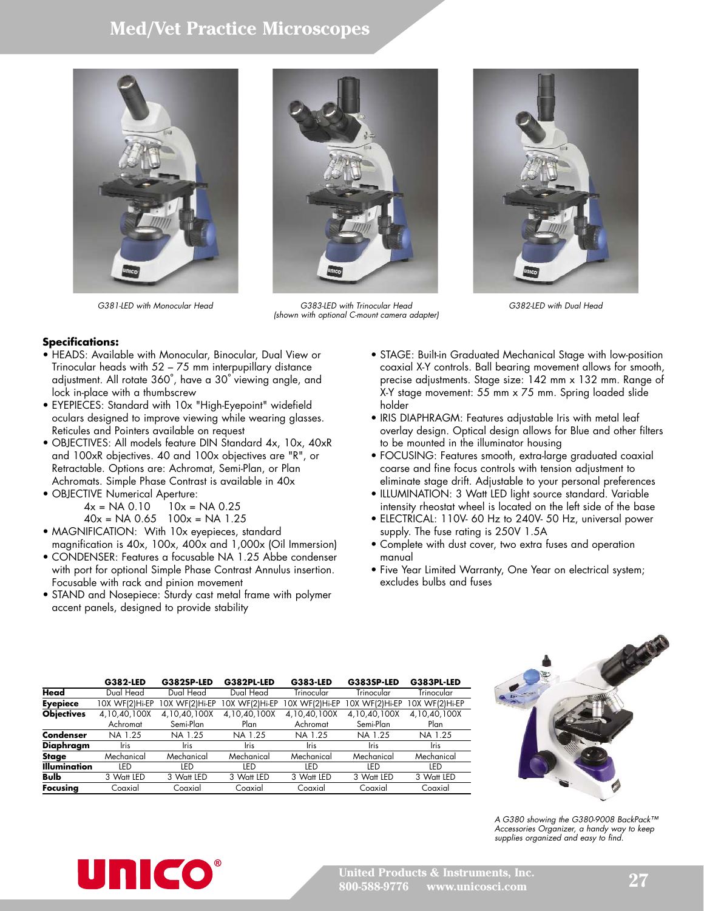# Med/Vet Practice Microscopes

*G381-LED with Monocular Head*

*G383-LED with Trinocular Head (shown with optional C-mount camera adapter)*

*G382-LED with Dual Head*

**Specifications:**

- HEADS: Available with Monocular, Binocular, Dual View or Trinocular heads with 52 – 75 mm interpupillary distance adjustment. All rotate 360˚, have a 30˚ viewing angle, and lock in-place with a thumbscrew
- EYEPIECES: Standard with 10x "High-Eyepoint" widefield oculars designed to improve viewing while wearing glasses. Reticules and Pointers available on request
- OBJECTIVES: All models feature DIN Standard 4x, 10x, 40xR and 100xR objectives. 40 and 100x objectives are "R", or Retractable. Options are: Achromat, Semi-Plan, or Plan Achromats. Simple Phase Contrast is available in 40x
- OBJECTIVE Numerical Aperture:
  4x = NA 0.10   10x = NA 0.25
  40x = NA 0.65   100x = NA 1.25
- MAGNIFICATION: With 10x eyepieces, standard magnification is 40x, 100x, 400x and 1,000x (Oil Immersion)
- CONDENSER: Features a focusable NA 1.25 Abbe condenser with port for optional Simple Phase Contrast Annulus insertion. Focusable with rack and pinion movement
- STAND and Nosepiece: Sturdy cast metal frame with polymer accent panels, designed to provide stability
- STAGE: Built-in Graduated Mechanical Stage with low-position coaxial X-Y controls. Ball bearing movement allows for smooth, precise adjustments. Stage size: 142 mm x 132 mm. Range of X-Y stage movement: 55 mm x 75 mm. Spring loaded slide holder
- IRIS DIAPHRAGM: Features adjustable Iris with metal leaf overlay design. Optical design allows for Blue and other filters to be mounted in the illuminator housing
- FOCUSING: Features smooth, extra-large graduated coaxial coarse and fine focus controls with tension adjustment to eliminate stage drift. Adjustable to your personal preferences
- ILLUMINATION: 3 Watt LED light source standard. Variable intensity rheostat wheel is located on the left side of the base
- ELECTRICAL: 110V- 60 Hz to 240V- 50 Hz, universal power supply. The fuse rating is 250V 1.5A
- Complete with dust cover, two extra fuses and operation manual
- Five Year Limited Warranty, One Year on electrical system; excludes bulbs and fuses

| | G382-LED | G382SP-LED | G382PL-LED | G383-LED | G383SP-LED | G383PL-LED |
|---|---|---|---|---|---|---|
| **Head** | Dual Head | Dual Head | Dual Head | Trinocular | Trinocular | Trinocular |
| **Eyepiece** | 10X WF(2)Hi-EP | 10X WF(2)Hi-EP | 10X WF(2)Hi-EP | 10X WF(2)Hi-EP | 10X WF(2)Hi-EP | 10X WF(2)Hi-EP |
| **Objectives** | 4,10,40,100X Achromat | 4,10,40,100X Semi-Plan | 4,10,40,100X Plan | 4,10,40,100X Achromat | 4,10,40,100X Semi-Plan | 4,10,40,100X Plan |
| **Condenser** | NA 1.25 | NA 1.25 | NA 1.25 | NA 1.25 | NA 1.25 | NA 1.25 |
| **Diaphragm** | Iris | Iris | Iris | Iris | Iris | Iris |
| **Stage** | Mechanical | Mechanical | Mechanical | Mechanical | Mechanical | Mechanical |
| **Illumination** | LED | LED | LED | LED | LED | LED |
| **Bulb** | 3 Watt LED | 3 Watt LED | 3 Watt LED | 3 Watt LED | 3 Watt LED | 3 Watt LED |
| **Focusing** | Coaxial | Coaxial | Coaxial | Coaxial | Coaxial | Coaxial |

*A G380 showing the G380-9008 BackPack™ Accessories Organizer, a handy way to keep supplies organized and easy to find.*

UNICO®

**United Products & Instruments, Inc.**
**800-588-9776 www.unicosci.com**